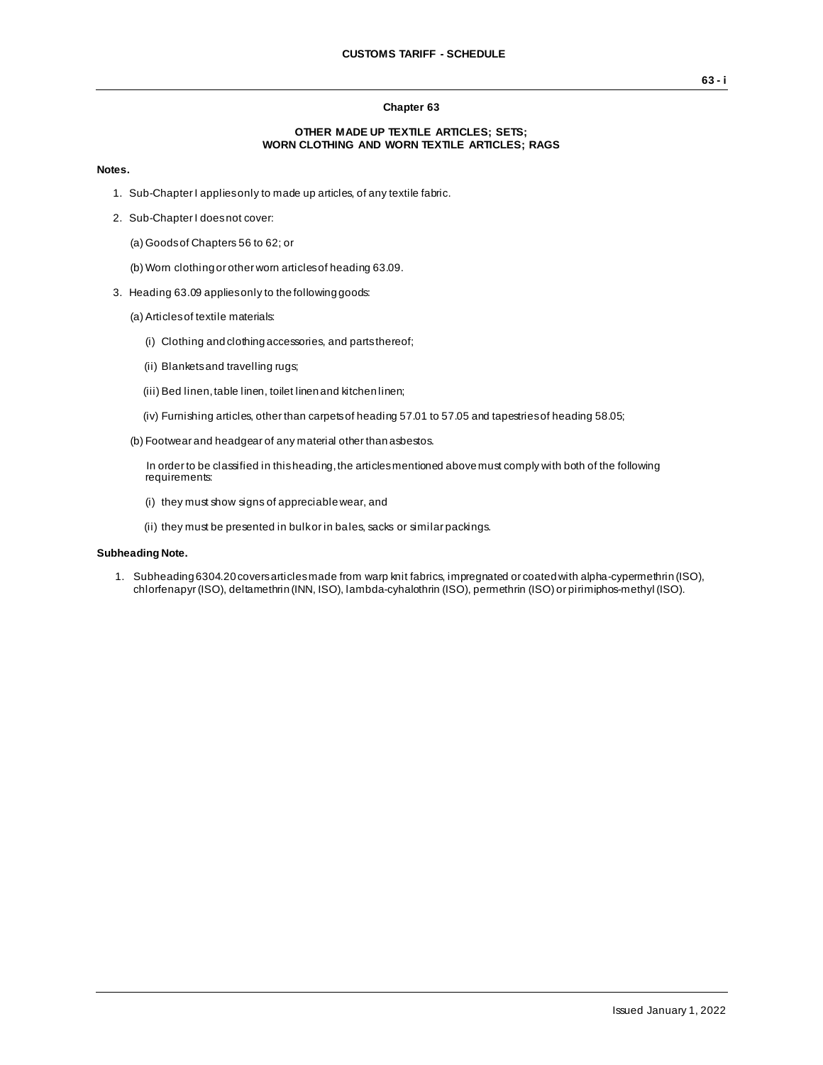## Chapter 63

### OTHER MADE UP TEXTILE ARTICLES; SETS; WORN CLOTHING AND WORN TEXTILE ARTICLES; RAGS

**Notes.**

1. Sub-Chapter I applies only to made up articles, of any textile fabric.

2. Sub-Chapter I does not cover:

   (a) Goods of Chapters 56 to 62; or

   (b) Worn clothing or other worn articles of heading 63.09.

3. Heading 63.09 applies only to the following goods:

   (a) Articles of textile materials:

      (i) Clothing and clothing accessories, and parts thereof;

      (ii) Blankets and travelling rugs;

      (iii) Bed linen, table linen, toilet linen and kitchen linen;

      (iv) Furnishing articles, other than carpets of heading 57.01 to 57.05 and tapestries of heading 58.05;

   (b) Footwear and headgear of any material other than asbestos.

   In order to be classified in this heading, the articles mentioned above must comply with both of the following requirements:

      (i) they must show signs of appreciable wear, and

      (ii) they must be presented in bulk or in bales, sacks or similar packings.

**Subheading Note.**

1. Subheading 6304.20 covers articles made from warp knit fabrics, impregnated or coated with alpha-cypermethrin (ISO), chlorfenapyr (ISO), deltamethrin (INN, ISO), lambda-cyhalothrin (ISO), permethrin (ISO) or pirimiphos-methyl (ISO).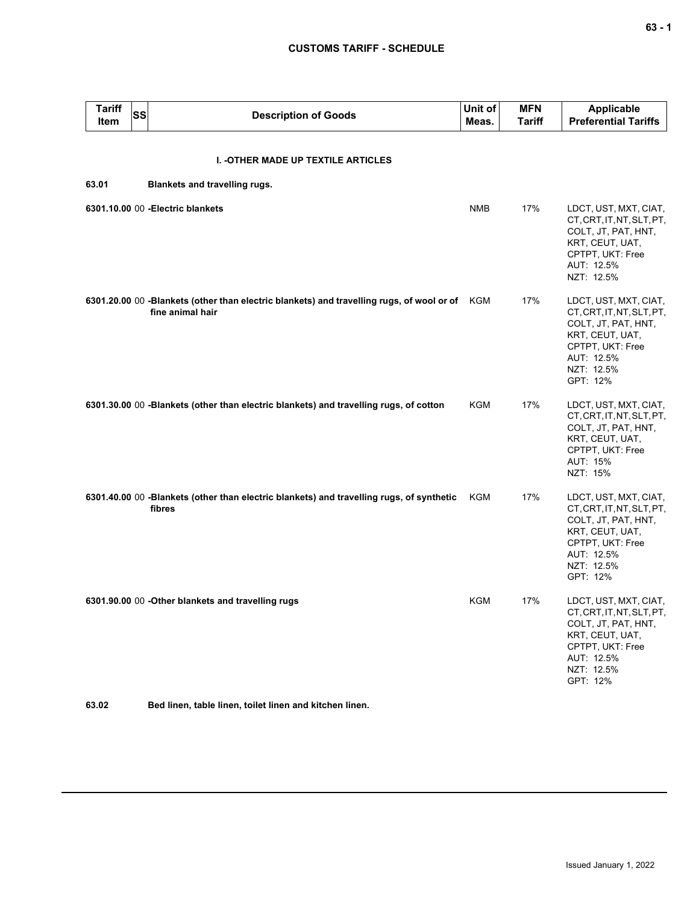| Tariff Item | SS | Description of Goods | Unit of Meas. | MFN Tariff | Applicable Preferential Tariffs |
|---|---|---|---|---|---|
| | | **I. -OTHER MADE UP TEXTILE ARTICLES** | | | |
| **63.01** | | **Blankets and travelling rugs.** | | | |
| **6301.10.00** | 00 | **-Electric blankets** | NMB | 17% | LDCT, UST, MXT, CIAT, CT, CRT, IT, NT, SLT, PT, COLT, JT, PAT, HNT, KRT, CEUT, UAT, CPTPT, UKT: Free<br>AUT: 12.5%<br>NZT: 12.5% |
| **6301.20.00** | 00 | **-Blankets (other than electric blankets) and travelling rugs, of wool or of fine animal hair** | KGM | 17% | LDCT, UST, MXT, CIAT, CT, CRT, IT, NT, SLT, PT, COLT, JT, PAT, HNT, KRT, CEUT, UAT, CPTPT, UKT: Free<br>AUT: 12.5%<br>NZT: 12.5%<br>GPT: 12% |
| **6301.30.00** | 00 | **-Blankets (other than electric blankets) and travelling rugs, of cotton** | KGM | 17% | LDCT, UST, MXT, CIAT, CT, CRT, IT, NT, SLT, PT, COLT, JT, PAT, HNT, KRT, CEUT, UAT, CPTPT, UKT: Free<br>AUT: 15%<br>NZT: 15% |
| **6301.40.00** | 00 | **-Blankets (other than electric blankets) and travelling rugs, of synthetic fibres** | KGM | 17% | LDCT, UST, MXT, CIAT, CT, CRT, IT, NT, SLT, PT, COLT, JT, PAT, HNT, KRT, CEUT, UAT, CPTPT, UKT: Free<br>AUT: 12.5%<br>NZT: 12.5%<br>GPT: 12% |
| **6301.90.00** | 00 | **-Other blankets and travelling rugs** | KGM | 17% | LDCT, UST, MXT, CIAT, CT, CRT, IT, NT, SLT, PT, COLT, JT, PAT, HNT, KRT, CEUT, UAT, CPTPT, UKT: Free<br>AUT: 12.5%<br>NZT: 12.5%<br>GPT: 12% |
| **63.02** | | **Bed linen, table linen, toilet linen and kitchen linen.** | | | |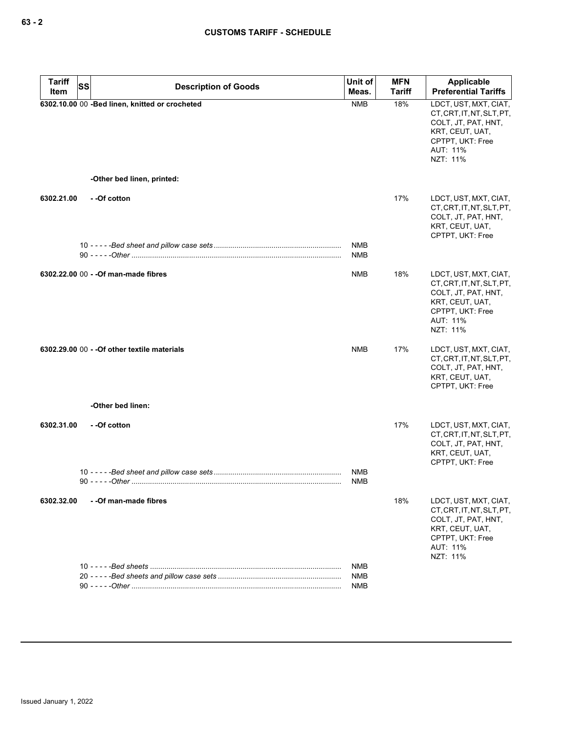| Tariff Item | SS | Description of Goods | Unit of Meas. | MFN Tariff | Applicable Preferential Tariffs |
|---|---|---|---|---|---|
| 6302.10.00 | 00 | -Bed linen, knitted or crocheted | NMB | 18% | LDCT, UST, MXT, CIAT, CT, CRT, IT, NT, SLT, PT, COLT, JT, PAT, HNT, KRT, CEUT, UAT, CPTPT, UKT: Free<br>AUT: 11%<br>NZT: 11% |
| | | -Other bed linen, printed: | | | |
| 6302.21.00 | | - -Of cotton | | 17% | LDCT, UST, MXT, CIAT, CT, CRT, IT, NT, SLT, PT, COLT, JT, PAT, HNT, KRT, CEUT, UAT, CPTPT, UKT: Free |
| | 10 | - - - - -Bed sheet and pillow case sets | NMB | | |
| | 90 | - - - - -Other | NMB | | |
| 6302.22.00 | 00 | - -Of man-made fibres | NMB | 18% | LDCT, UST, MXT, CIAT, CT, CRT, IT, NT, SLT, PT, COLT, JT, PAT, HNT, KRT, CEUT, UAT, CPTPT, UKT: Free<br>AUT: 11%<br>NZT: 11% |
| 6302.29.00 | 00 | - -Of other textile materials | NMB | 17% | LDCT, UST, MXT, CIAT, CT, CRT, IT, NT, SLT, PT, COLT, JT, PAT, HNT, KRT, CEUT, UAT, CPTPT, UKT: Free |
| | | -Other bed linen: | | | |
| 6302.31.00 | | - -Of cotton | | 17% | LDCT, UST, MXT, CIAT, CT, CRT, IT, NT, SLT, PT, COLT, JT, PAT, HNT, KRT, CEUT, UAT, CPTPT, UKT: Free |
| | 10 | - - - - -Bed sheet and pillow case sets | NMB | | |
| | 90 | - - - - -Other | NMB | | |
| 6302.32.00 | | - -Of man-made fibres | | 18% | LDCT, UST, MXT, CIAT, CT, CRT, IT, NT, SLT, PT, COLT, JT, PAT, HNT, KRT, CEUT, UAT, CPTPT, UKT: Free<br>AUT: 11%<br>NZT: 11% |
| | 10 | - - - - -Bed sheets | NMB | | |
| | 20 | - - - - -Bed sheets and pillow case sets | NMB | | |
| | 90 | - - - - -Other | NMB | | |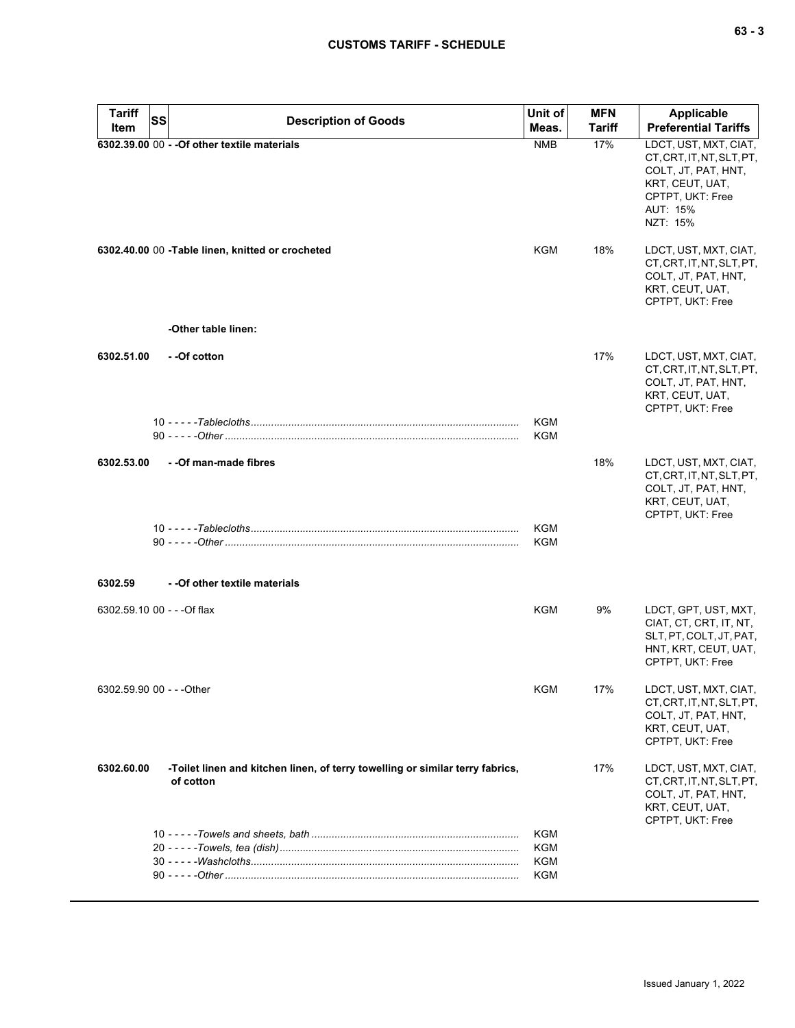| Tariff Item | SS | Description of Goods | Unit of Meas. | MFN Tariff | Applicable Preferential Tariffs |
|---|---|---|---|---|---|
| 6302.39.00 | 00 | **- -Of other textile materials** | NMB | 17% | LDCT, UST, MXT, CIAT, CT, CRT, IT, NT, SLT, PT, COLT, JT, PAT, HNT, KRT, CEUT, UAT, CPTPT, UKT: Free<br>AUT: 15%<br>NZT: 15% |
| 6302.40.00 | 00 | **-Table linen, knitted or crocheted** | KGM | 18% | LDCT, UST, MXT, CIAT, CT, CRT, IT, NT, SLT, PT, COLT, JT, PAT, HNT, KRT, CEUT, UAT, CPTPT, UKT: Free |
| | | **-Other table linen:** | | | |
| 6302.51.00 | | **- -Of cotton** | | 17% | LDCT, UST, MXT, CIAT, CT, CRT, IT, NT, SLT, PT, COLT, JT, PAT, HNT, KRT, CEUT, UAT, CPTPT, UKT: Free |
| | 10 | - - - - -*Tablecloths* | KGM | | |
| | 90 | - - - - -*Other* | KGM | | |
| 6302.53.00 | | **- -Of man-made fibres** | | 18% | LDCT, UST, MXT, CIAT, CT, CRT, IT, NT, SLT, PT, COLT, JT, PAT, HNT, KRT, CEUT, UAT, CPTPT, UKT: Free |
| | 10 | - - - - -*Tablecloths* | KGM | | |
| | 90 | - - - - -*Other* | KGM | | |
| 6302.59 | | **- -Of other textile materials** | | | |
| 6302.59.10 | 00 | - - -Of flax | KGM | 9% | LDCT, GPT, UST, MXT, CIAT, CT, CRT, IT, NT, SLT, PT, COLT, JT, PAT, HNT, KRT, CEUT, UAT, CPTPT, UKT: Free |
| 6302.59.90 | 00 | - - -Other | KGM | 17% | LDCT, UST, MXT, CIAT, CT, CRT, IT, NT, SLT, PT, COLT, JT, PAT, HNT, KRT, CEUT, UAT, CPTPT, UKT: Free |
| 6302.60.00 | | **-Toilet linen and kitchen linen, of terry towelling or similar terry fabrics, of cotton** | | 17% | LDCT, UST, MXT, CIAT, CT, CRT, IT, NT, SLT, PT, COLT, JT, PAT, HNT, KRT, CEUT, UAT, CPTPT, UKT: Free |
| | 10 | - - - - -*Towels and sheets, bath* | KGM | | |
| | 20 | - - - - -*Towels, tea (dish)* | KGM | | |
| | 30 | - - - - -*Washcloths* | KGM | | |
| | 90 | - - - - -*Other* | KGM | | |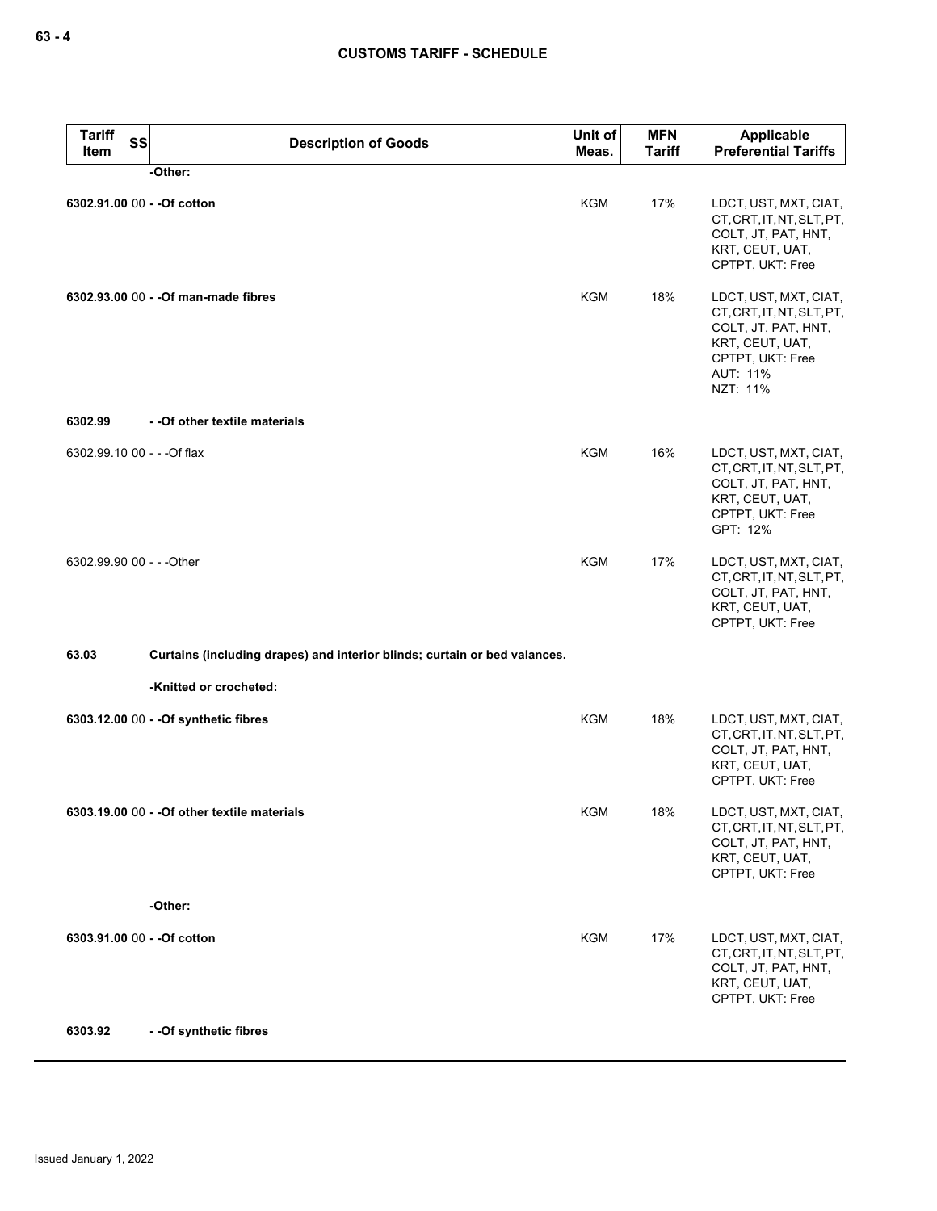| Tariff Item | SS | Description of Goods | Unit of Meas. | MFN Tariff | Applicable Preferential Tariffs |
|---|---|---|---|---|---|
| | | **-Other:** | | | |
| **6302.91.00** | 00 | **- -Of cotton** | KGM | 17% | LDCT, UST, MXT, CIAT, CT, CRT, IT, NT, SLT, PT, COLT, JT, PAT, HNT, KRT, CEUT, UAT, CPTPT, UKT: Free |
| **6302.93.00** | 00 | **- -Of man-made fibres** | KGM | 18% | LDCT, UST, MXT, CIAT, CT, CRT, IT, NT, SLT, PT, COLT, JT, PAT, HNT, KRT, CEUT, UAT, CPTPT, UKT: Free<br>AUT: 11%<br>NZT: 11% |
| **6302.99** | | **- -Of other textile materials** | | | |
| 6302.99.10 | 00 | - - -Of flax | KGM | 16% | LDCT, UST, MXT, CIAT, CT, CRT, IT, NT, SLT, PT, COLT, JT, PAT, HNT, KRT, CEUT, UAT, CPTPT, UKT: Free<br>GPT: 12% |
| 6302.99.90 | 00 | - - -Other | KGM | 17% | LDCT, UST, MXT, CIAT, CT, CRT, IT, NT, SLT, PT, COLT, JT, PAT, HNT, KRT, CEUT, UAT, CPTPT, UKT: Free |
| **63.03** | | **Curtains (including drapes) and interior blinds; curtain or bed valances.** | | | |
| | | **-Knitted or crocheted:** | | | |
| **6303.12.00** | 00 | **- -Of synthetic fibres** | KGM | 18% | LDCT, UST, MXT, CIAT, CT, CRT, IT, NT, SLT, PT, COLT, JT, PAT, HNT, KRT, CEUT, UAT, CPTPT, UKT: Free |
| **6303.19.00** | 00 | **- -Of other textile materials** | KGM | 18% | LDCT, UST, MXT, CIAT, CT, CRT, IT, NT, SLT, PT, COLT, JT, PAT, HNT, KRT, CEUT, UAT, CPTPT, UKT: Free |
| | | **-Other:** | | | |
| **6303.91.00** | 00 | **- -Of cotton** | KGM | 17% | LDCT, UST, MXT, CIAT, CT, CRT, IT, NT, SLT, PT, COLT, JT, PAT, HNT, KRT, CEUT, UAT, CPTPT, UKT: Free |
| **6303.92** | | **- -Of synthetic fibres** | | | |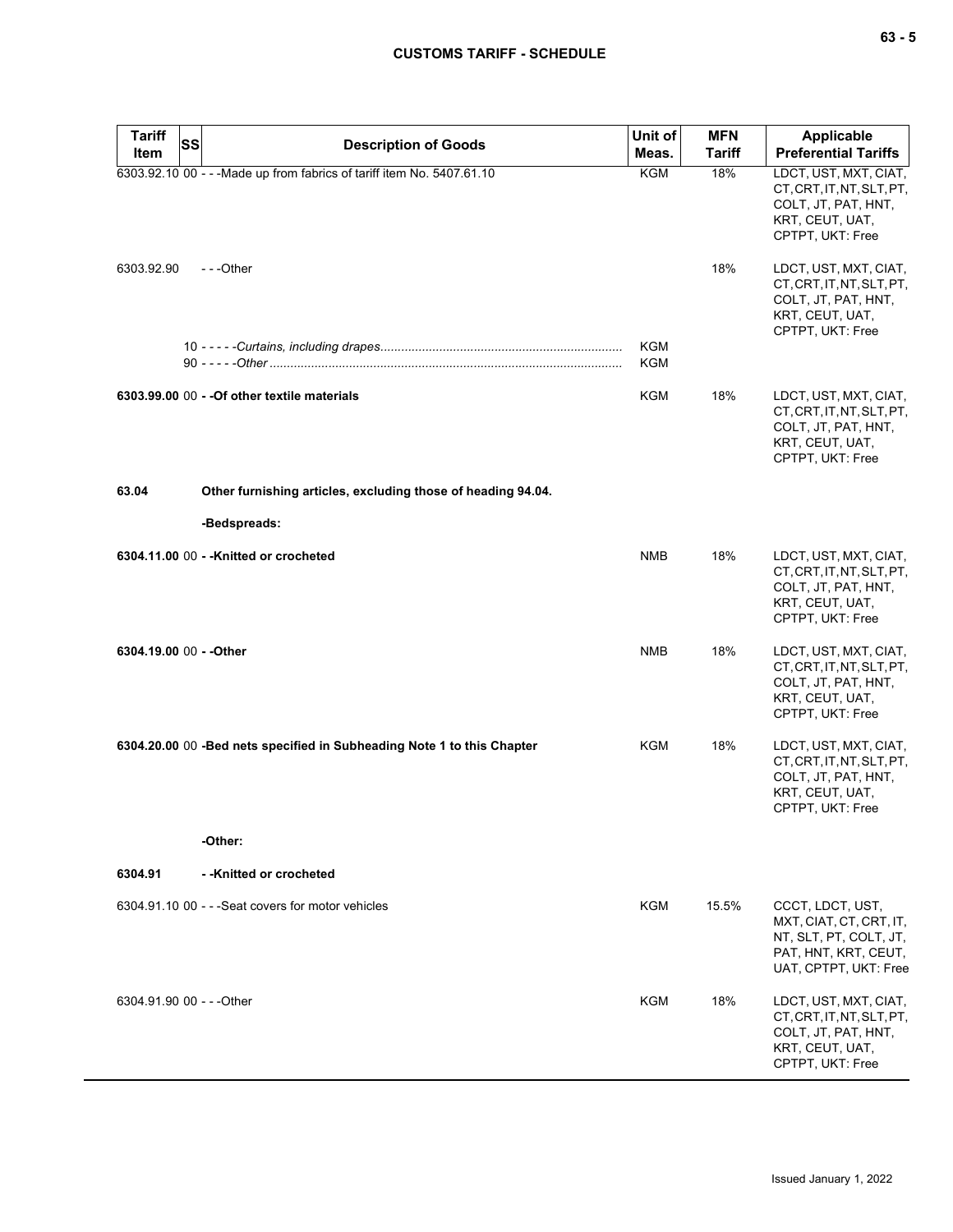| Tariff Item | SS | Description of Goods | Unit of Meas. | MFN Tariff | Applicable Preferential Tariffs |
|---|---|---|---|---|---|
| 6303.92.10 | 00 | - - -Made up from fabrics of tariff item No. 5407.61.10 | KGM | 18% | LDCT, UST, MXT, CIAT, CT, CRT, IT, NT, SLT, PT, COLT, JT, PAT, HNT, KRT, CEUT, UAT, CPTPT, UKT: Free |
| 6303.92.90 | | - - -Other | | 18% | LDCT, UST, MXT, CIAT, CT, CRT, IT, NT, SLT, PT, COLT, JT, PAT, HNT, KRT, CEUT, UAT, CPTPT, UKT: Free |
| | 10 | - - - - -*Curtains, including drapes* | KGM | | |
| | 90 | - - - - -*Other* | KGM | | |
| **6303.99.00** | 00 | **- -Of other textile materials** | KGM | 18% | LDCT, UST, MXT, CIAT, CT, CRT, IT, NT, SLT, PT, COLT, JT, PAT, HNT, KRT, CEUT, UAT, CPTPT, UKT: Free |
| **63.04** | | **Other furnishing articles, excluding those of heading 94.04.** | | | |
| | | **-Bedspreads:** | | | |
| **6304.11.00** | 00 | **- -Knitted or crocheted** | NMB | 18% | LDCT, UST, MXT, CIAT, CT, CRT, IT, NT, SLT, PT, COLT, JT, PAT, HNT, KRT, CEUT, UAT, CPTPT, UKT: Free |
| **6304.19.00** | 00 | **- -Other** | NMB | 18% | LDCT, UST, MXT, CIAT, CT, CRT, IT, NT, SLT, PT, COLT, JT, PAT, HNT, KRT, CEUT, UAT, CPTPT, UKT: Free |
| **6304.20.00** | 00 | **-Bed nets specified in Subheading Note 1 to this Chapter** | KGM | 18% | LDCT, UST, MXT, CIAT, CT, CRT, IT, NT, SLT, PT, COLT, JT, PAT, HNT, KRT, CEUT, UAT, CPTPT, UKT: Free |
| | | **-Other:** | | | |
| **6304.91** | | **- -Knitted or crocheted** | | | |
| 6304.91.10 | 00 | - - -Seat covers for motor vehicles | KGM | 15.5% | CCCT, LDCT, UST, MXT, CIAT, CT, CRT, IT, NT, SLT, PT, COLT, JT, PAT, HNT, KRT, CEUT, UAT, CPTPT, UKT: Free |
| 6304.91.90 | 00 | - - -Other | KGM | 18% | LDCT, UST, MXT, CIAT, CT, CRT, IT, NT, SLT, PT, COLT, JT, PAT, HNT, KRT, CEUT, UAT, CPTPT, UKT: Free |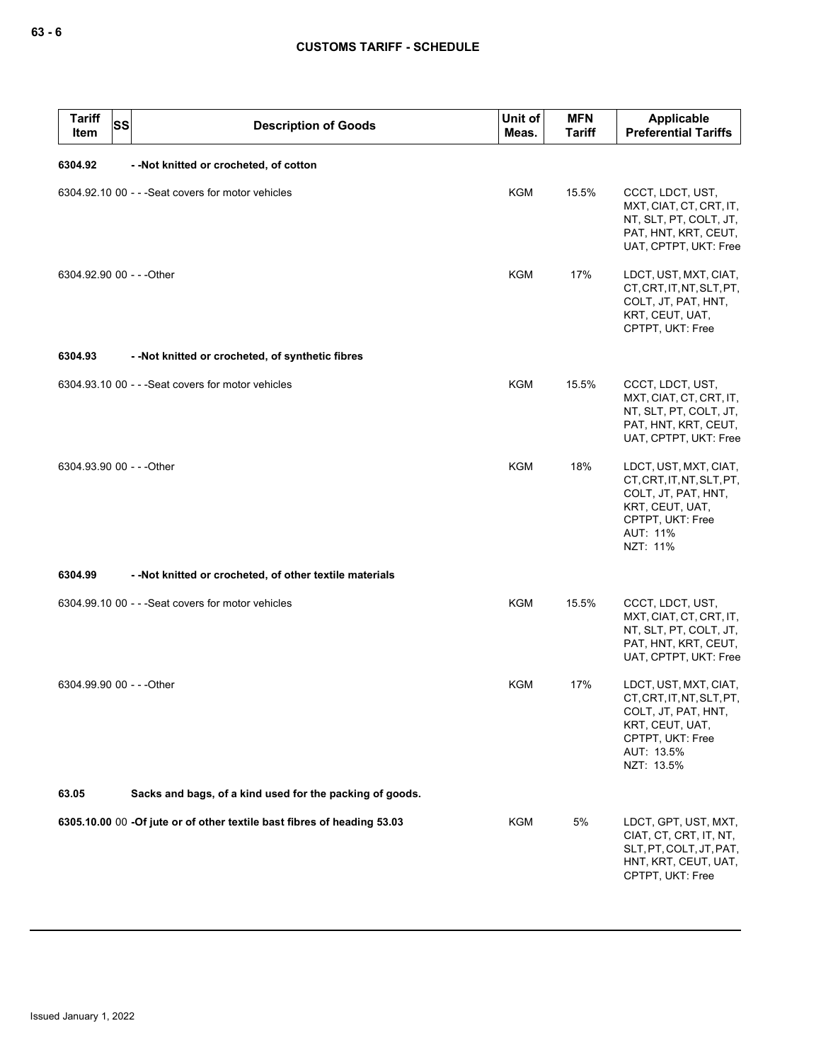| Tariff Item | SS | Description of Goods | Unit of Meas. | MFN Tariff | Applicable Preferential Tariffs |
|---|---|---|---|---|---|
| **6304.92** | | **- -Not knitted or crocheted, of cotton** | | | |
| 6304.92.10 | 00 | - - -Seat covers for motor vehicles | KGM | 15.5% | CCCT, LDCT, UST, MXT, CIAT, CT, CRT, IT, NT, SLT, PT, COLT, JT, PAT, HNT, KRT, CEUT, UAT, CPTPT, UKT: Free |
| 6304.92.90 | 00 | - - -Other | KGM | 17% | LDCT, UST, MXT, CIAT, CT, CRT, IT, NT, SLT, PT, COLT, JT, PAT, HNT, KRT, CEUT, UAT, CPTPT, UKT: Free |
| **6304.93** | | **- -Not knitted or crocheted, of synthetic fibres** | | | |
| 6304.93.10 | 00 | - - -Seat covers for motor vehicles | KGM | 15.5% | CCCT, LDCT, UST, MXT, CIAT, CT, CRT, IT, NT, SLT, PT, COLT, JT, PAT, HNT, KRT, CEUT, UAT, CPTPT, UKT: Free |
| 6304.93.90 | 00 | - - -Other | KGM | 18% | LDCT, UST, MXT, CIAT, CT, CRT, IT, NT, SLT, PT, COLT, JT, PAT, HNT, KRT, CEUT, UAT, CPTPT, UKT: Free<br>AUT: 11%<br>NZT: 11% |
| **6304.99** | | **- -Not knitted or crocheted, of other textile materials** | | | |
| 6304.99.10 | 00 | - - -Seat covers for motor vehicles | KGM | 15.5% | CCCT, LDCT, UST, MXT, CIAT, CT, CRT, IT, NT, SLT, PT, COLT, JT, PAT, HNT, KRT, CEUT, UAT, CPTPT, UKT: Free |
| 6304.99.90 | 00 | - - -Other | KGM | 17% | LDCT, UST, MXT, CIAT, CT, CRT, IT, NT, SLT, PT, COLT, JT, PAT, HNT, KRT, CEUT, UAT, CPTPT, UKT: Free<br>AUT: 13.5%<br>NZT: 13.5% |
| **63.05** | | **Sacks and bags, of a kind used for the packing of goods.** | | | |
| **6305.10.00** | 00 | **-Of jute or of other textile bast fibres of heading 53.03** | KGM | 5% | LDCT, GPT, UST, MXT, CIAT, CT, CRT, IT, NT, SLT, PT, COLT, JT, PAT, HNT, KRT, CEUT, UAT, CPTPT, UKT: Free |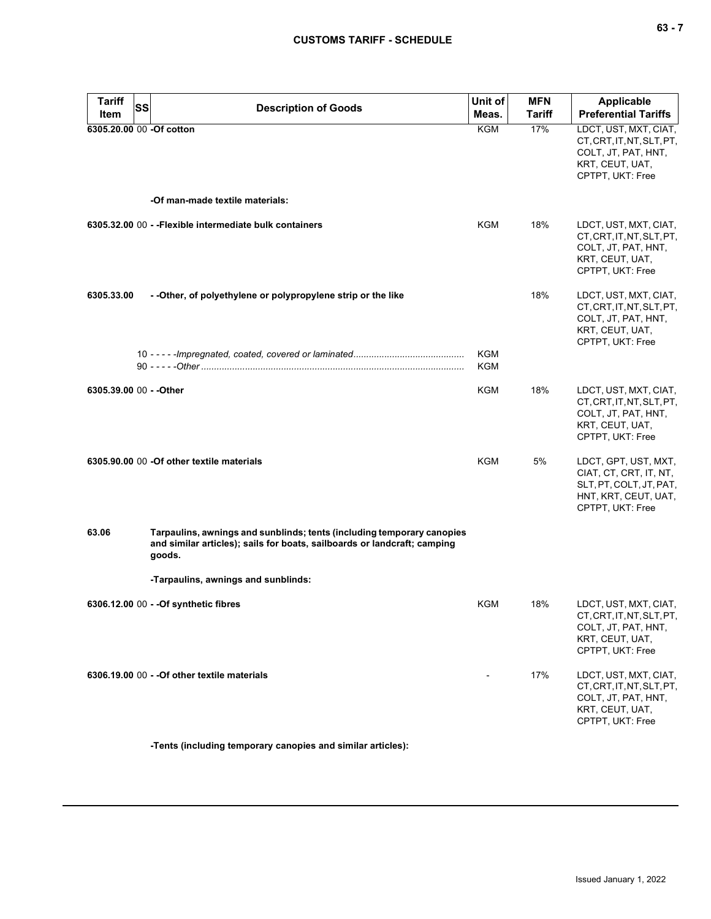| Tariff Item | SS | Description of Goods | Unit of Meas. | MFN Tariff | Applicable Preferential Tariffs |
|---|---|---|---|---|---|
| 6305.20.00 | 00 | -Of cotton | KGM | 17% | LDCT, UST, MXT, CIAT, CT, CRT, IT, NT, SLT, PT, COLT, JT, PAT, HNT, KRT, CEUT, UAT, CPTPT, UKT: Free |
| | | -Of man-made textile materials: | | | |
| 6305.32.00 | 00 | - -Flexible intermediate bulk containers | KGM | 18% | LDCT, UST, MXT, CIAT, CT, CRT, IT, NT, SLT, PT, COLT, JT, PAT, HNT, KRT, CEUT, UAT, CPTPT, UKT: Free |
| 6305.33.00 | | - -Other, of polyethylene or polypropylene strip or the like | | 18% | LDCT, UST, MXT, CIAT, CT, CRT, IT, NT, SLT, PT, COLT, JT, PAT, HNT, KRT, CEUT, UAT, CPTPT, UKT: Free |
| | 10 | - - - - -*Impregnated, coated, covered or laminated* | KGM | | |
| | 90 | - - - - -*Other* | KGM | | |
| 6305.39.00 | 00 | - -Other | KGM | 18% | LDCT, UST, MXT, CIAT, CT, CRT, IT, NT, SLT, PT, COLT, JT, PAT, HNT, KRT, CEUT, UAT, CPTPT, UKT: Free |
| 6305.90.00 | 00 | -Of other textile materials | KGM | 5% | LDCT, GPT, UST, MXT, CIAT, CT, CRT, IT, NT, SLT, PT, COLT, JT, PAT, HNT, KRT, CEUT, UAT, CPTPT, UKT: Free |
| 63.06 | | Tarpaulins, awnings and sunblinds; tents (including temporary canopies and similar articles); sails for boats, sailboards or landcraft; camping goods. | | | |
| | | -Tarpaulins, awnings and sunblinds: | | | |
| 6306.12.00 | 00 | - -Of synthetic fibres | KGM | 18% | LDCT, UST, MXT, CIAT, CT, CRT, IT, NT, SLT, PT, COLT, JT, PAT, HNT, KRT, CEUT, UAT, CPTPT, UKT: Free |
| 6306.19.00 | 00 | - -Of other textile materials | - | 17% | LDCT, UST, MXT, CIAT, CT, CRT, IT, NT, SLT, PT, COLT, JT, PAT, HNT, KRT, CEUT, UAT, CPTPT, UKT: Free |
| | | -Tents (including temporary canopies and similar articles): | | | |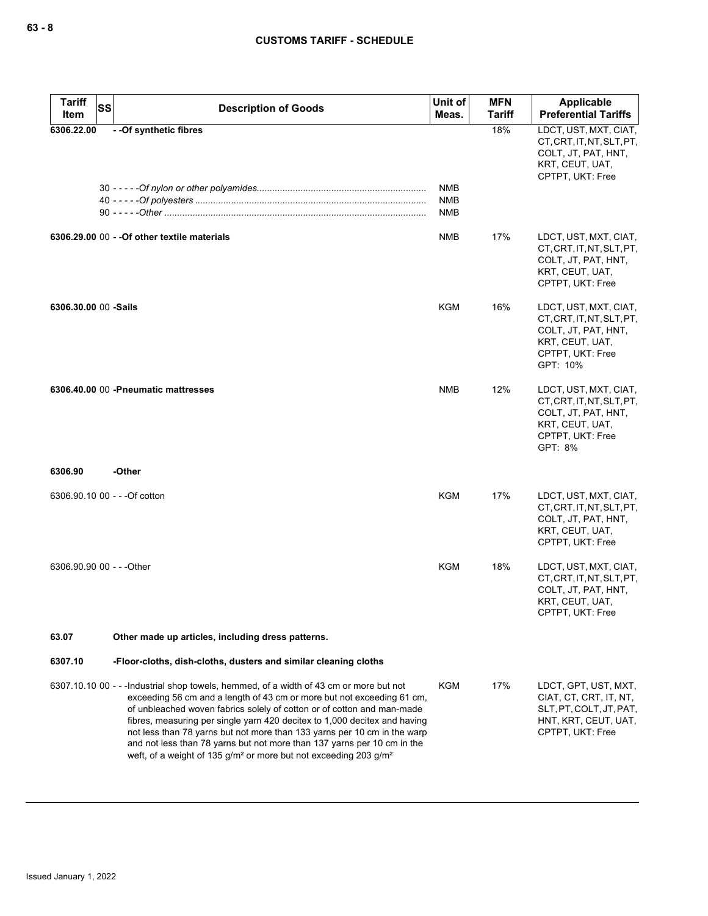| Tariff Item | SS | Description of Goods | Unit of Meas. | MFN Tariff | Applicable Preferential Tariffs |
|---|---|---|---|---|---|
| 6306.22.00 | | - -Of synthetic fibres | | 18% | LDCT, UST, MXT, CIAT, CT, CRT, IT, NT, SLT, PT, COLT, JT, PAT, HNT, KRT, CEUT, UAT, CPTPT, UKT: Free |
| | 30 | - - - - -*Of nylon or other polyamides* | NMB | | |
| | 40 | - - - - -*Of polyesters* | NMB | | |
| | 90 | - - - - -*Other* | NMB | | |
| 6306.29.00 | 00 | - -Of other textile materials | NMB | 17% | LDCT, UST, MXT, CIAT, CT, CRT, IT, NT, SLT, PT, COLT, JT, PAT, HNT, KRT, CEUT, UAT, CPTPT, UKT: Free |
| 6306.30.00 | 00 | -Sails | KGM | 16% | LDCT, UST, MXT, CIAT, CT, CRT, IT, NT, SLT, PT, COLT, JT, PAT, HNT, KRT, CEUT, UAT, CPTPT, UKT: Free<br>GPT: 10% |
| 6306.40.00 | 00 | -Pneumatic mattresses | NMB | 12% | LDCT, UST, MXT, CIAT, CT, CRT, IT, NT, SLT, PT, COLT, JT, PAT, HNT, KRT, CEUT, UAT, CPTPT, UKT: Free<br>GPT: 8% |
| 6306.90 | | -Other | | | |
| 6306.90.10 | 00 | - - -Of cotton | KGM | 17% | LDCT, UST, MXT, CIAT, CT, CRT, IT, NT, SLT, PT, COLT, JT, PAT, HNT, KRT, CEUT, UAT, CPTPT, UKT: Free |
| 6306.90.90 | 00 | - - -Other | KGM | 18% | LDCT, UST, MXT, CIAT, CT, CRT, IT, NT, SLT, PT, COLT, JT, PAT, HNT, KRT, CEUT, UAT, CPTPT, UKT: Free |
| 63.07 | | Other made up articles, including dress patterns. | | | |
| 6307.10 | | -Floor-cloths, dish-cloths, dusters and similar cleaning cloths | | | |
| 6307.10.10 | 00 | - - -Industrial shop towels, hemmed, of a width of 43 cm or more but not exceeding 56 cm and a length of 43 cm or more but not exceeding 61 cm, of unbleached woven fabrics solely of cotton or of cotton and man-made fibres, measuring per single yarn 420 decitex to 1,000 decitex and having not less than 78 yarns but not more than 133 yarns per 10 cm in the warp and not less than 78 yarns but not more than 137 yarns per 10 cm in the weft, of a weight of 135 g/m² or more but not exceeding 203 g/m² | KGM | 17% | LDCT, GPT, UST, MXT, CIAT, CT, CRT, IT, NT, SLT, PT, COLT, JT, PAT, HNT, KRT, CEUT, UAT, CPTPT, UKT: Free |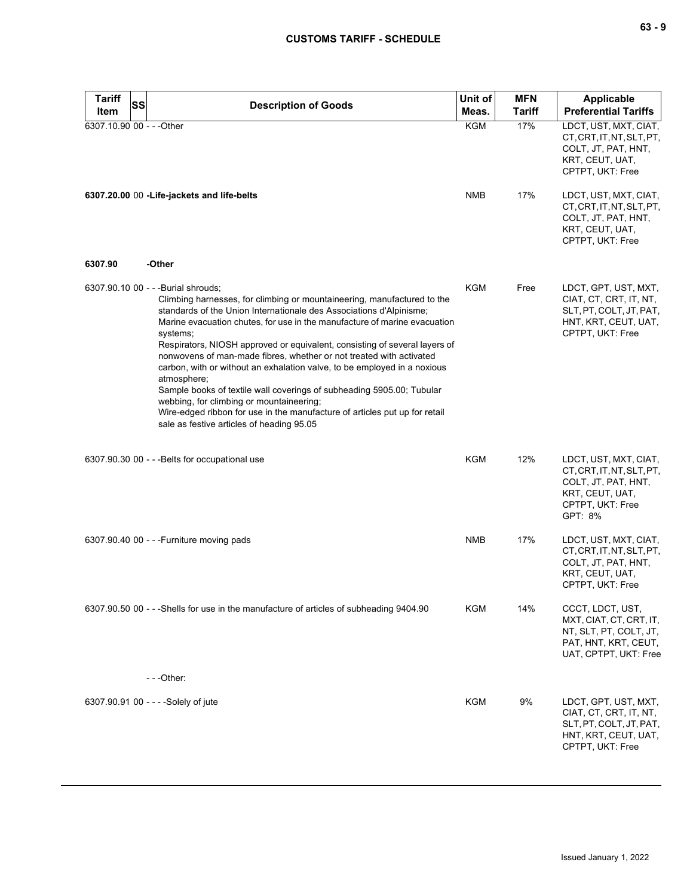| Tariff Item | SS | Description of Goods | Unit of Meas. | MFN Tariff | Applicable Preferential Tariffs |
|---|---|---|---|---|---|
| 6307.10.90 | 00 | - - -Other | KGM | 17% | LDCT, UST, MXT, CIAT, CT, CRT, IT, NT, SLT, PT, COLT, JT, PAT, HNT, KRT, CEUT, UAT, CPTPT, UKT: Free |
| **6307.20.00** | 00 | **-Life-jackets and life-belts** | NMB | 17% | LDCT, UST, MXT, CIAT, CT, CRT, IT, NT, SLT, PT, COLT, JT, PAT, HNT, KRT, CEUT, UAT, CPTPT, UKT: Free |
| **6307.90** | | **-Other** | | | |
| 6307.90.10 | 00 | - - -Burial shrouds;<br>Climbing harnesses, for climbing or mountaineering, manufactured to the standards of the Union Internationale des Associations d'Alpinisme;<br>Marine evacuation chutes, for use in the manufacture of marine evacuation systems;<br>Respirators, NIOSH approved or equivalent, consisting of several layers of nonwovens of man-made fibres, whether or not treated with activated carbon, with or without an exhalation valve, to be employed in a noxious atmosphere;<br>Sample books of textile wall coverings of subheading 5905.00; Tubular webbing, for climbing or mountaineering;<br>Wire-edged ribbon for use in the manufacture of articles put up for retail sale as festive articles of heading 95.05 | KGM | Free | LDCT, GPT, UST, MXT, CIAT, CT, CRT, IT, NT, SLT, PT, COLT, JT, PAT, HNT, KRT, CEUT, UAT, CPTPT, UKT: Free |
| 6307.90.30 | 00 | - - -Belts for occupational use | KGM | 12% | LDCT, UST, MXT, CIAT, CT, CRT, IT, NT, SLT, PT, COLT, JT, PAT, HNT, KRT, CEUT, UAT, CPTPT, UKT: Free<br>GPT: 8% |
| 6307.90.40 | 00 | - - -Furniture moving pads | NMB | 17% | LDCT, UST, MXT, CIAT, CT, CRT, IT, NT, SLT, PT, COLT, JT, PAT, HNT, KRT, CEUT, UAT, CPTPT, UKT: Free |
| 6307.90.50 | 00 | - - -Shells for use in the manufacture of articles of subheading 9404.90 | KGM | 14% | CCCT, LDCT, UST, MXT, CIAT, CT, CRT, IT, NT, SLT, PT, COLT, JT, PAT, HNT, KRT, CEUT, UAT, CPTPT, UKT: Free |
| | | - - -Other: | | | |
| 6307.90.91 | 00 | - - - -Solely of jute | KGM | 9% | LDCT, GPT, UST, MXT, CIAT, CT, CRT, IT, NT, SLT, PT, COLT, JT, PAT, HNT, KRT, CEUT, UAT, CPTPT, UKT: Free |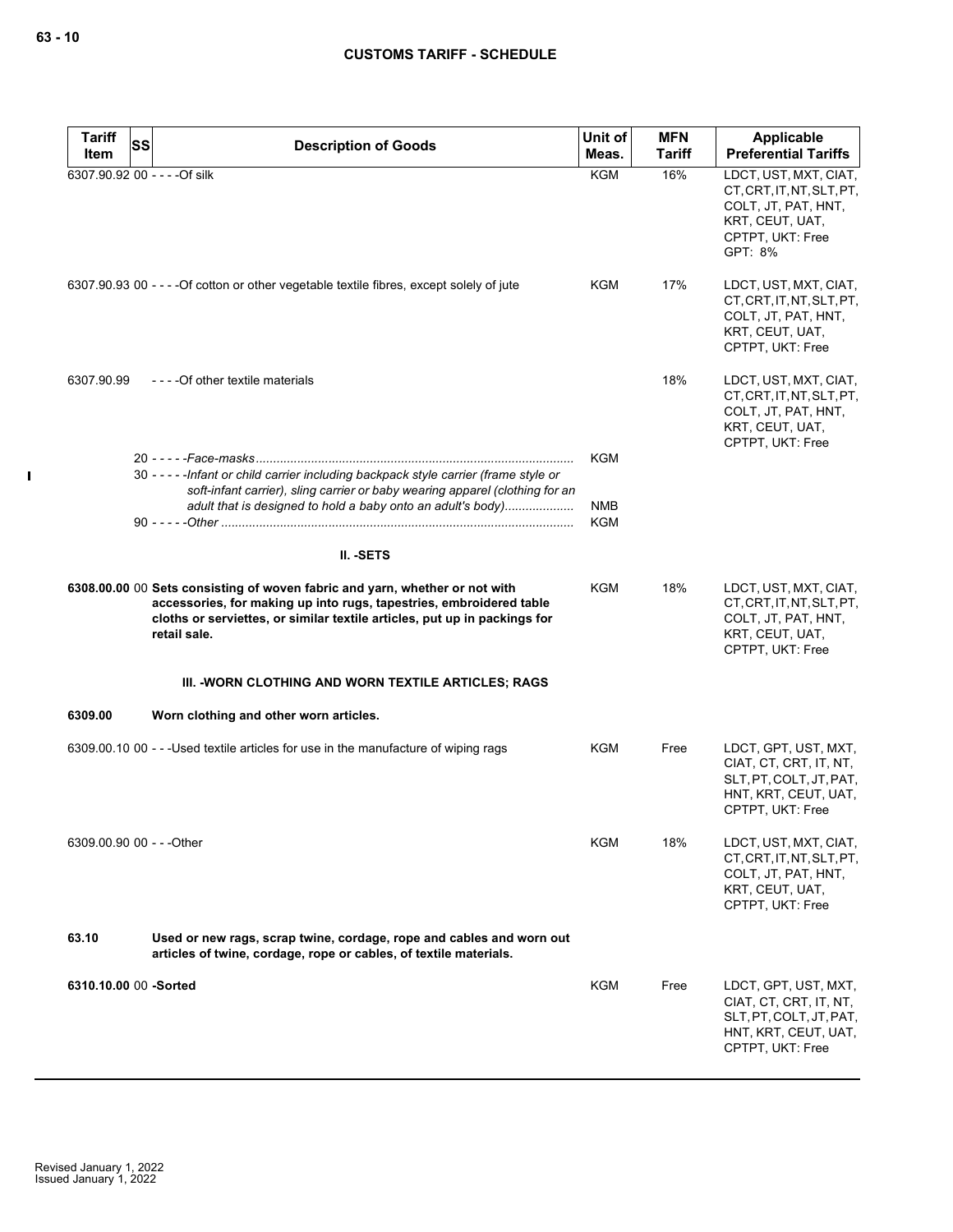| Tariff Item | SS | Description of Goods | Unit of Meas. | MFN Tariff | Applicable Preferential Tariffs |
|---|---|---|---|---|---|
| 6307.90.92 | 00 | - - - -Of silk | KGM | 16% | LDCT, UST, MXT, CIAT, CT, CRT, IT, NT, SLT, PT, COLT, JT, PAT, HNT, KRT, CEUT, UAT, CPTPT, UKT: Free<br>GPT: 8% |
| 6307.90.93 | 00 | - - - -Of cotton or other vegetable textile fibres, except solely of jute | KGM | 17% | LDCT, UST, MXT, CIAT, CT, CRT, IT, NT, SLT, PT, COLT, JT, PAT, HNT, KRT, CEUT, UAT, CPTPT, UKT: Free |
| 6307.90.99 | | - - - -Of other textile materials | | 18% | LDCT, UST, MXT, CIAT, CT, CRT, IT, NT, SLT, PT, COLT, JT, PAT, HNT, KRT, CEUT, UAT, CPTPT, UKT: Free |
| | 20 | - - - - -*Face-masks* | KGM | | |
| | 30 | - - - - -*Infant or child carrier including backpack style carrier (frame style or soft-infant carrier), sling carrier or baby wearing apparel (clothing for an adult that is designed to hold a baby onto an adult's body)* | NMB | | |
| | 90 | - - - - -*Other* | KGM | | |
| | | **II. -SETS** | | | |
| **6308.00.00** | 00 | **Sets consisting of woven fabric and yarn, whether or not with accessories, for making up into rugs, tapestries, embroidered table cloths or serviettes, or similar textile articles, put up in packings for retail sale.** | KGM | 18% | LDCT, UST, MXT, CIAT, CT, CRT, IT, NT, SLT, PT, COLT, JT, PAT, HNT, KRT, CEUT, UAT, CPTPT, UKT: Free |
| | | **III. -WORN CLOTHING AND WORN TEXTILE ARTICLES; RAGS** | | | |
| **6309.00** | | **Worn clothing and other worn articles.** | | | |
| 6309.00.10 | 00 | - - -Used textile articles for use in the manufacture of wiping rags | KGM | Free | LDCT, GPT, UST, MXT, CIAT, CT, CRT, IT, NT, SLT, PT, COLT, JT, PAT, HNT, KRT, CEUT, UAT, CPTPT, UKT: Free |
| 6309.00.90 | 00 | - - -Other | KGM | 18% | LDCT, UST, MXT, CIAT, CT, CRT, IT, NT, SLT, PT, COLT, JT, PAT, HNT, KRT, CEUT, UAT, CPTPT, UKT: Free |
| **63.10** | | **Used or new rags, scrap twine, cordage, rope and cables and worn out articles of twine, cordage, rope or cables, of textile materials.** | | | |
| **6310.10.00** | 00 | **-Sorted** | KGM | Free | LDCT, GPT, UST, MXT, CIAT, CT, CRT, IT, NT, SLT, PT, COLT, JT, PAT, HNT, KRT, CEUT, UAT, CPTPT, UKT: Free |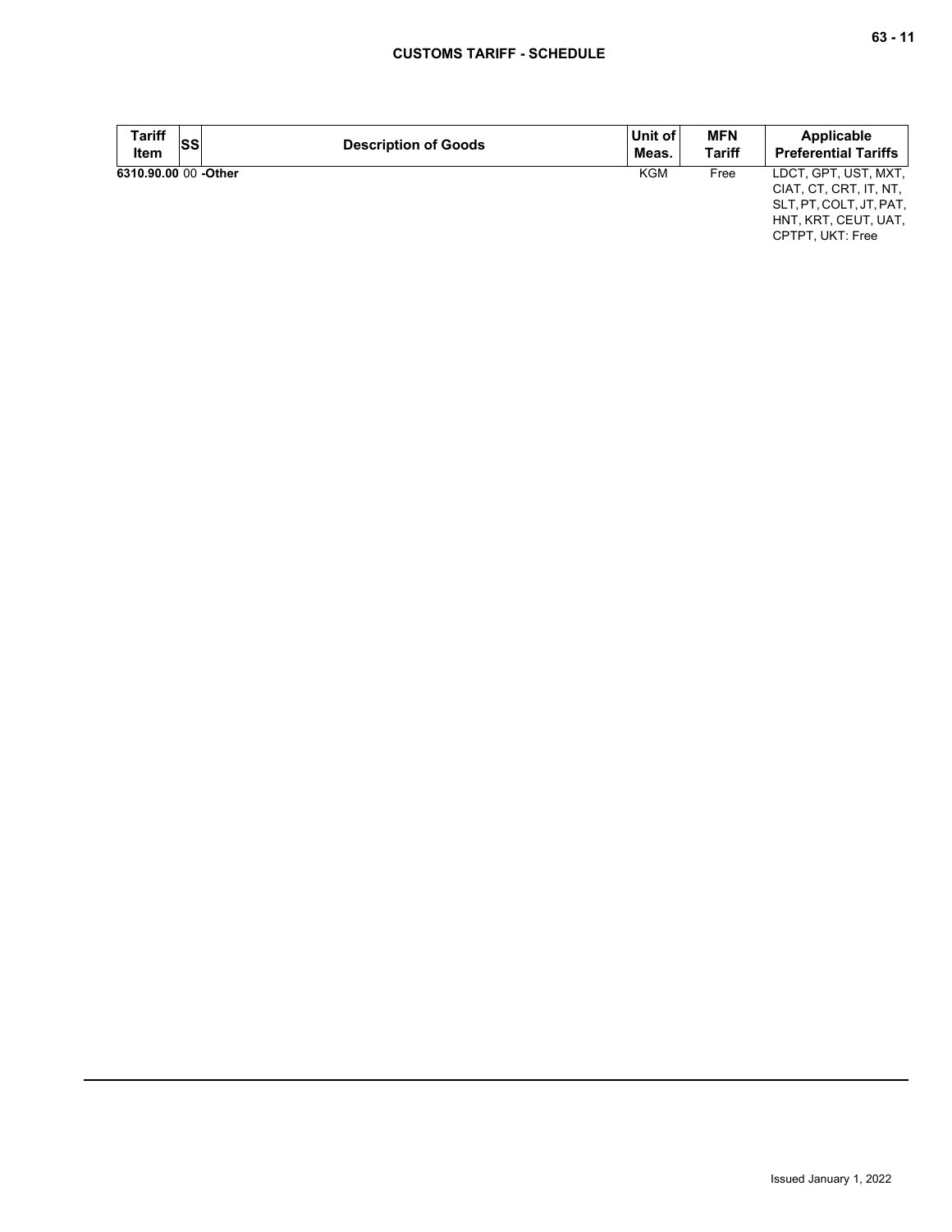| Tariff Item | SS | Description of Goods | Unit of Meas. | MFN Tariff | Applicable Preferential Tariffs |
|---|---|---|---|---|---|
| **6310.90.00** | 00 | **-Other** | KGM | Free | LDCT, GPT, UST, MXT, CIAT, CT, CRT, IT, NT, SLT, PT, COLT, JT, PAT, HNT, KRT, CEUT, UAT, CPTPT, UKT: Free |

Issued January 1, 2022